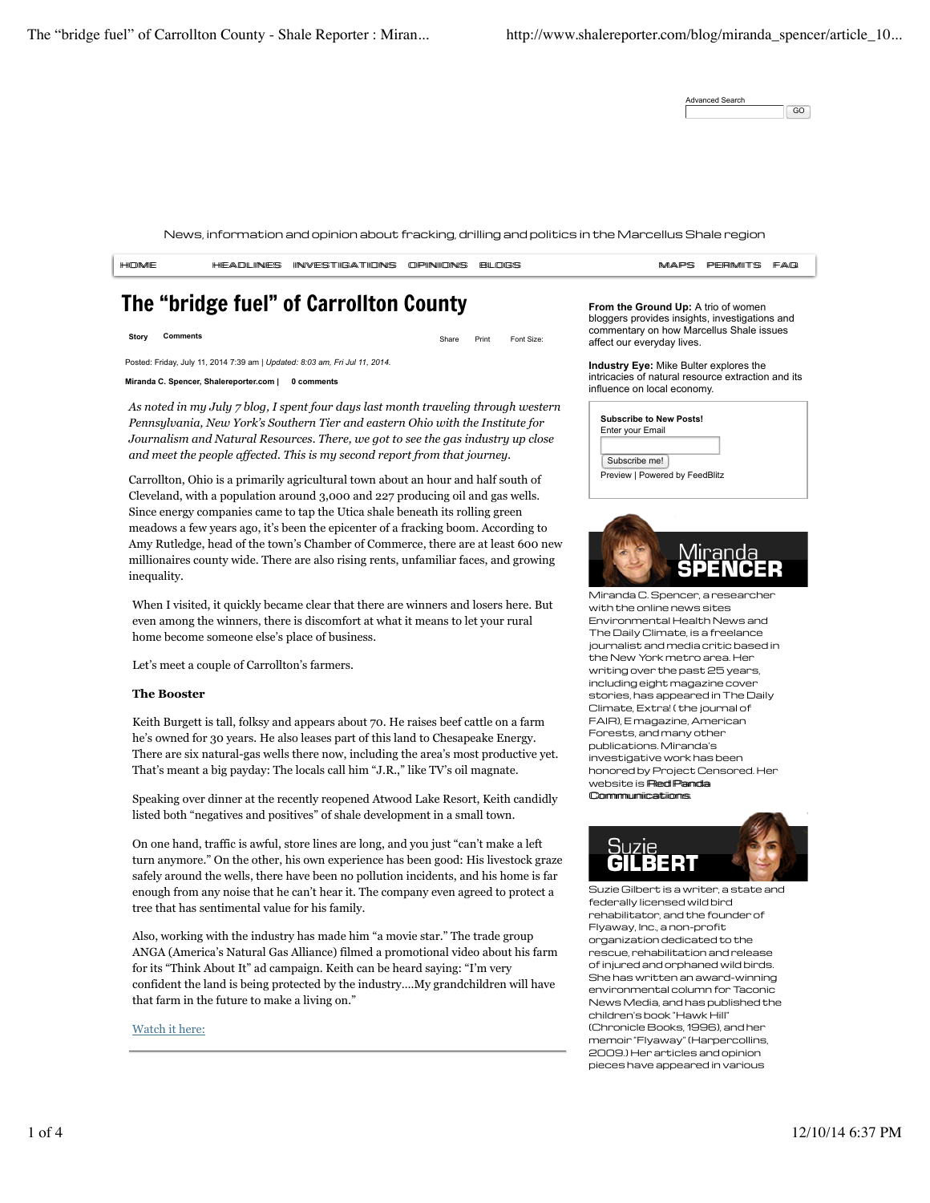Advanced Search

GO

News, information and opinion about fracking, drilling and politics in the Marcellus Shale region

HOME HEADLINES INVESTIGATIONS OPINIONS BLOGS MAPS PERMITS FAQ

# The "bridge fuel" of Carrollton County

Story Comments Share Print Font Size:

Posted: Friday, July 11, 2014 7:39 am | *Updated: 8:03 am, Fri Jul 11, 2014.*

**Miranda C. Spencer, Shalereporter.com | 0 comments**

*As noted in my July 7 blog, I spent four days last month traveling through western Pennsylvania, New York's Southern Tier and eastern Ohio with the Institute for Journalism and Natural Resources. There, we got to see the gas industry up close and meet the people affected. This is my second report from that journey.*

Carrollton, Ohio is a primarily agricultural town about an hour and half south of Cleveland, with a population around 3,000 and 227 producing oil and gas wells. Since energy companies came to tap the Utica shale beneath its rolling green meadows a few years ago, it's been the epicenter of a fracking boom. According to Amy Rutledge, head of the town's Chamber of Commerce, there are at least 600 new millionaires county wide. There are also rising rents, unfamiliar faces, and growing inequality.

When I visited, it quickly became clear that there are winners and losers here. But even among the winners, there is discomfort at what it means to let your rural home become someone else's place of business.

Let's meet a couple of Carrollton's farmers.

**The Booster**

Keith Burgett is tall, folksy and appears about 70. He raises beef cattle on a farm he's owned for 30 years. He also leases part of this land to Chesapeake Energy. There are six natural-gas wells there now, including the area's most productive yet. That's meant a big payday: The locals call him "J.R.," like TV's oil magnate.

Speaking over dinner at the recently reopened Atwood Lake Resort, Keith candidly listed both "negatives and positives" of shale development in a small town.

On one hand, traffic is awful, store lines are long, and you just "can't make a left turn anymore." On the other, his own experience has been good: His livestock graze safely around the wells, there have been no pollution incidents, and his home is far enough from any noise that he can't hear it. The company even agreed to protect a tree that has sentimental value for his family.

Also, working with the industry has made him "a movie star." The trade group ANGA (America's Natural Gas Alliance) filmed a promotional video about his farm for its "Think About It" ad campaign. Keith can be heard saying: "I'm very confident the land is being protected by the industry....My grandchildren will have that farm in the future to make a living on."

Watch it here:

---

**From the Ground Up:** A trio of women bloggers provides insights, investigations and commentary on how Marcellus Shale issues affect our everyday lives.

**Industry Eye:** Mike Bulter explores the intricacies of natural resource extraction and its influence on local economy.

**Subscribe to New Posts!**
Enter your Email

Subscribe me!

Preview | Powered by FeedBlitz

Miranda SPENCER

Miranda C. Spencer, a researcher with the online news sites Environmental Health News and The Daily Climate, is a freelance journalist and media critic based in the New York metro area. Her writing over the past 25 years, including eight magazine cover stories, has appeared in The Daily Climate, Extra! (the journal of FAIR), E magazine, American Forests, and many other publications. Miranda's investigative work has been honored by Project Censored. Her website is Red Panda Communications.

Suzie GILBERT

Suzie Gilbert is a writer, a state and federally licensed wild bird rehabilitator, and the founder of Flyaway, Inc., a non-profit organization dedicated to the rescue, rehabilitation and release of injured and orphaned wild birds. She has written an award-winning environmental column for Taconic News Media, and has published the children's book "Hawk Hill" (Chronicle Books, 1996), and her memoir "Flyaway" (Harpercollins, 2009.) Her articles and opinion pieces have appeared in various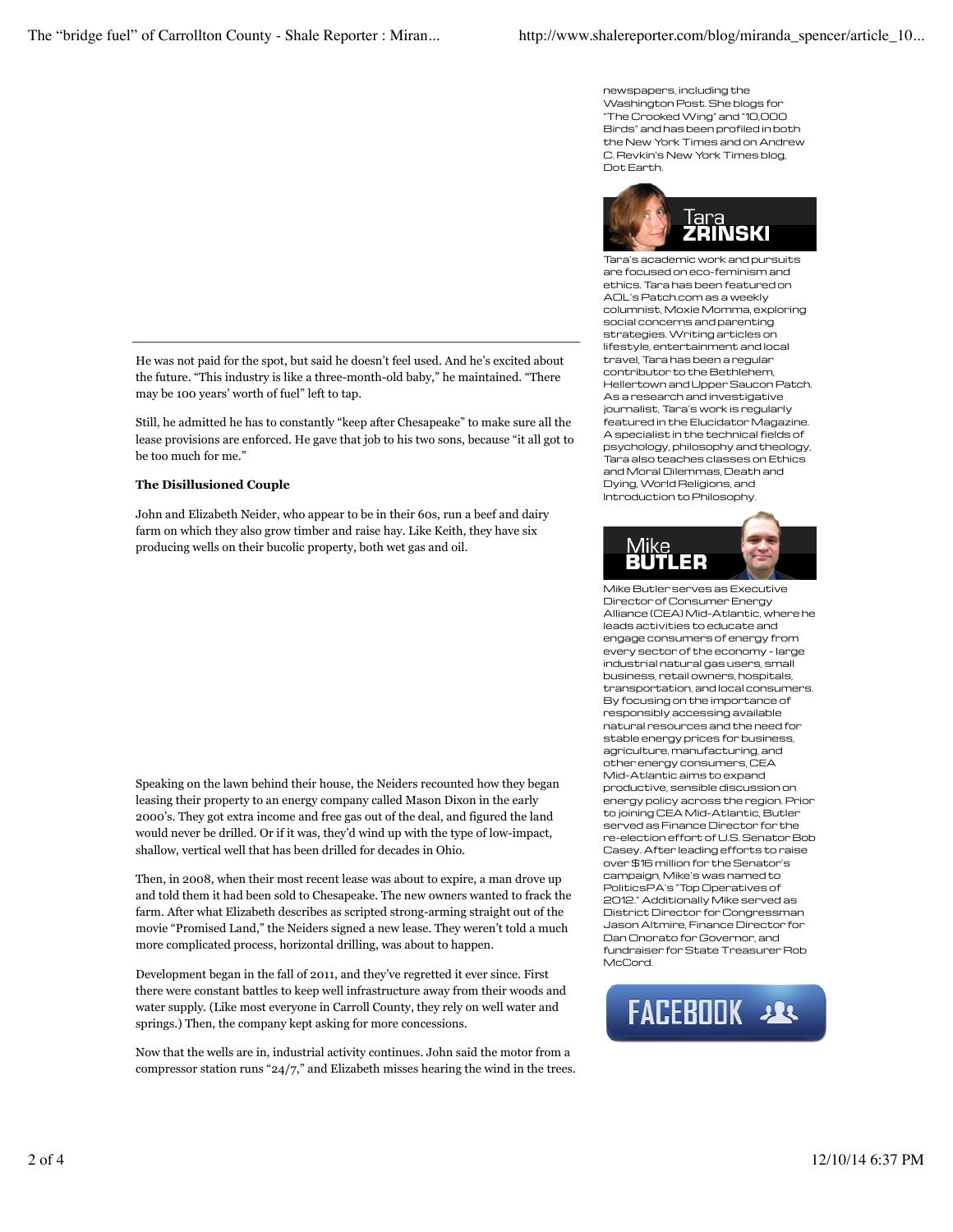He was not paid for the spot, but said he doesn't feel used. And he's excited about the future. "This industry is like a three-month-old baby," he maintained. "There may be 100 years' worth of fuel" left to tap.

Still, he admitted he has to constantly "keep after Chesapeake" to make sure all the lease provisions are enforced. He gave that job to his two sons, because "it all got to be too much for me."

**The Disillusioned Couple**

John and Elizabeth Neider, who appear to be in their 60s, run a beef and dairy farm on which they also grow timber and raise hay. Like Keith, they have six producing wells on their bucolic property, both wet gas and oil.

Speaking on the lawn behind their house, the Neiders recounted how they began leasing their property to an energy company called Mason Dixon in the early 2000's. They got extra income and free gas out of the deal, and figured the land would never be drilled. Or if it was, they'd wind up with the type of low-impact, shallow, vertical well that has been drilled for decades in Ohio.

Then, in 2008, when their most recent lease was about to expire, a man drove up and told them it had been sold to Chesapeake. The new owners wanted to frack the farm. After what Elizabeth describes as scripted strong-arming straight out of the movie "Promised Land," the Neiders signed a new lease. They weren't told a much more complicated process, horizontal drilling, was about to happen.

Development began in the fall of 2011, and they've regretted it ever since. First there were constant battles to keep well infrastructure away from their woods and water supply. (Like most everyone in Carroll County, they rely on well water and springs.) Then, the company kept asking for more concessions.

Now that the wells are in, industrial activity continues. John said the motor from a compressor station runs "24/7," and Elizabeth misses hearing the wind in the trees.

newspapers, including the Washington Post. She blogs for "The Crooked Wing" and "10,000 Birds" and has been profiled in both the New York Times and on Andrew C. Revkin's New York Times blog, Dot Earth.

**Tara ZRINSKI**

Tara's academic work and pursuits are focused on eco-feminism and ethics. Tara has been featured on AOL's Patch.com as a weekly columnist, Moxie Momma, exploring social concerns and parenting strategies. Writing articles on lifestyle, entertainment and local travel, Tara has been a regular contributor to the Bethlehem, Hellertown and Upper Saucon Patch. As a research and investigative journalist, Tara's work is regularly featured in the Elucidator Magazine. A specialist in the technical fields of psychology, philosophy and theology, Tara also teaches classes on Ethics and Moral Dilemmas, Death and Dying, World Religions, and Introduction to Philosophy.

**Mike BUTLER**

Mike Butler serves as Executive Director of Consumer Energy Alliance (CEA) Mid-Atlantic, where he leads activities to educate and engage consumers of energy from every sector of the economy - large industrial natural gas users, small business, retail owners, hospitals, transportation, and local consumers. By focusing on the importance of responsibly accessing available natural resources and the need for stable energy prices for business, agriculture, manufacturing, and other energy consumers, CEA Mid-Atlantic aims to expand productive, sensible discussion on energy policy across the region. Prior to joining CEA Mid-Atlantic, Butler served as Finance Director for the re-election effort of U.S. Senator Bob Casey. After leading efforts to raise over $16 million for the Senator's campaign, Mike's was named to PoliticsPA's "Top Operatives of 2012." Additionally Mike served as District Director for Congressman Jason Altmire, Finance Director for Dan Onorato for Governor, and fundraiser for State Treasurer Rob McCord.

FACEBOOK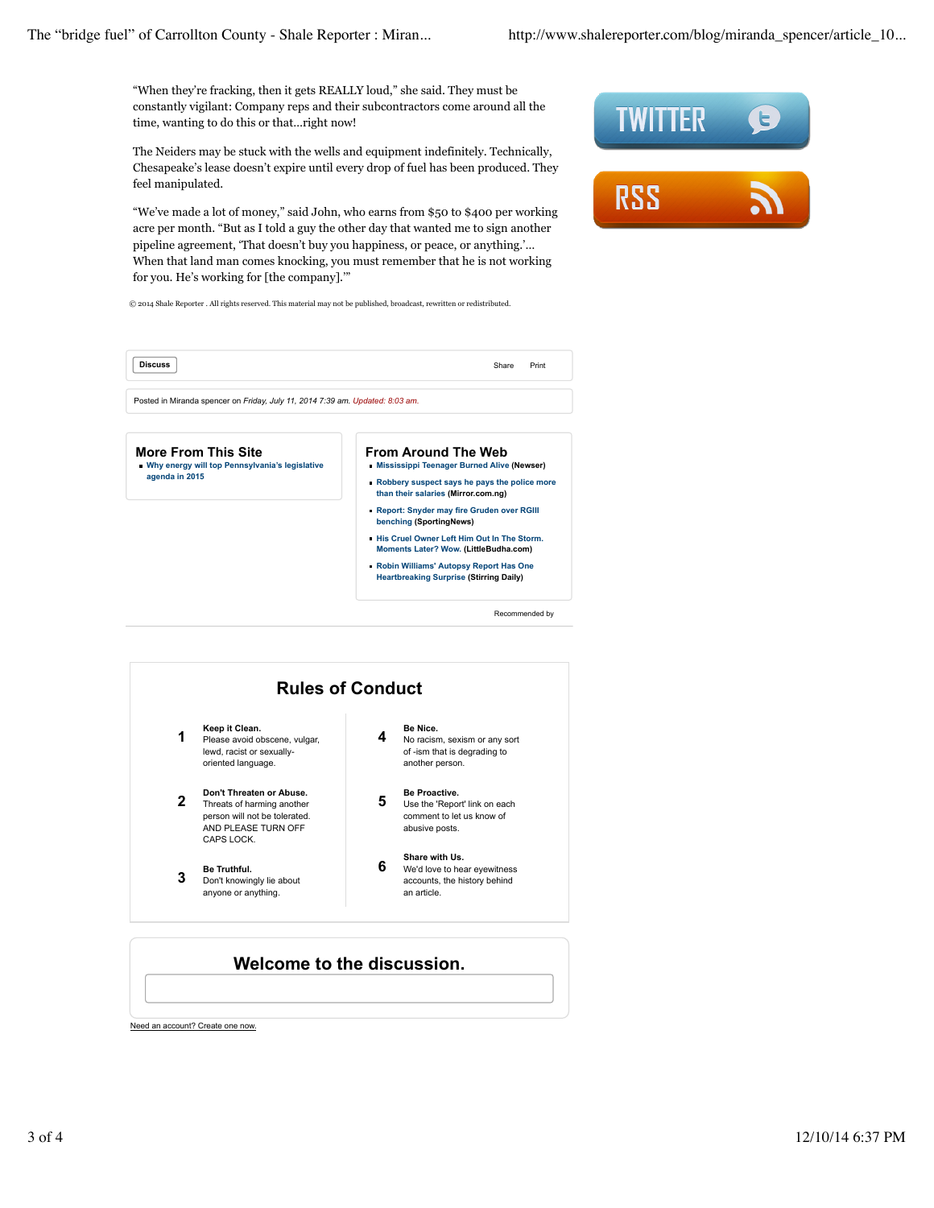"When they're fracking, then it gets REALLY loud," she said. They must be constantly vigilant: Company reps and their subcontractors come around all the time, wanting to do this or that...right now!

The Neiders may be stuck with the wells and equipment indefinitely. Technically, Chesapeake's lease doesn't expire until every drop of fuel has been produced. They feel manipulated.

"We've made a lot of money," said John, who earns from $50 to $400 per working acre per month. "But as I told a guy the other day that wanted me to sign another pipeline agreement, 'That doesn't buy you happiness, or peace, or anything.'... When that land man comes knocking, you must remember that he is not working for you. He's working for [the company].'"

© 2014 Shale Reporter . All rights reserved. This material may not be published, broadcast, rewritten or redistributed.

Discuss | Share | Print

Posted in Miranda spencer on *Friday, July 11, 2014 7:39 am. Updated: 8:03 am.*

## More From This Site

- Why energy will top Pennsylvania's legislative agenda in 2015

## From Around The Web

- Mississippi Teenager Burned Alive (Newser)
- Robbery suspect says he pays the police more than their salaries (Mirror.com.ng)
- Report: Snyder may fire Gruden over RGIII benching (SportingNews)
- His Cruel Owner Left Him Out In The Storm. Moments Later? Wow. (LittleBudha.com)
- Robin Williams' Autopsy Report Has One Heartbreaking Surprise (Stirring Daily)

Recommended by

## Rules of Conduct

1. **Keep it Clean.** Please avoid obscene, vulgar, lewd, racist or sexually-oriented language.
2. **Don't Threaten or Abuse.** Threats of harming another person will not be tolerated. AND PLEASE TURN OFF CAPS LOCK.
3. **Be Truthful.** Don't knowingly lie about anyone or anything.
4. **Be Nice.** No racism, sexism or any sort of -ism that is degrading to another person.
5. **Be Proactive.** Use the 'Report' link on each comment to let us know of abusive posts.
6. **Share with Us.** We'd love to hear eyewitness accounts, the history behind an article.

## Welcome to the discussion.

Need an account? Create one now.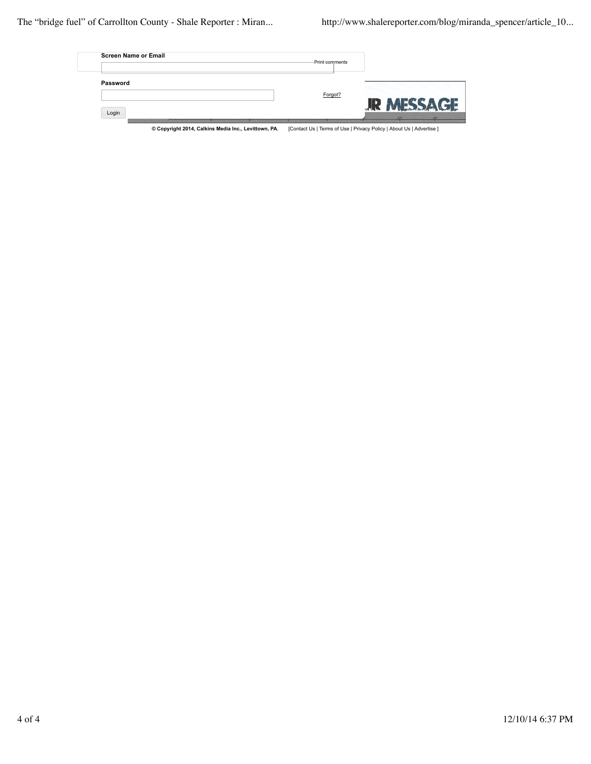Screen Name or Email

Print comments

Password

Forgot?

Login

JR MESSAGE

© Copyright 2014, Calkins Media Inc., Levittown, PA. [Contact Us | Terms of Use | Privacy Policy | About Us | Advertise ]